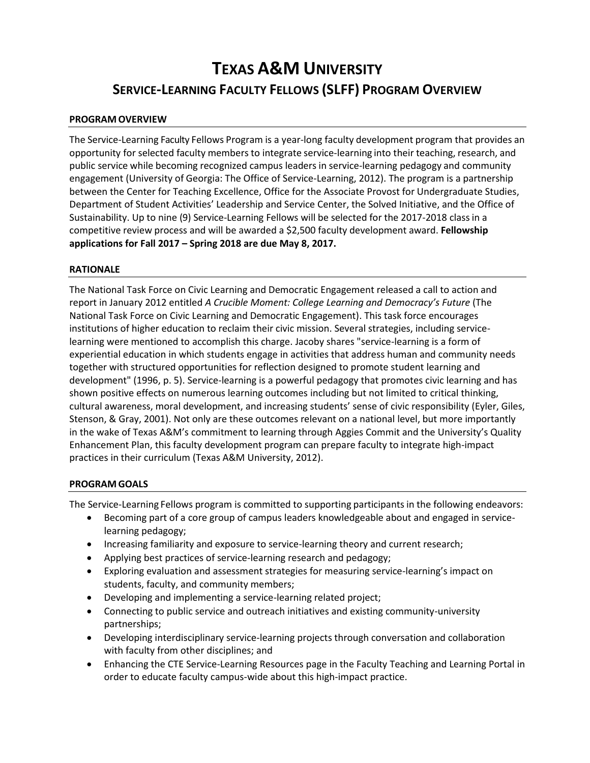# TEXAS A&M UNIVERSITY

## SERVICE-LEARNING FACULTY FELLOWS (SLFF) PROGRAM OVERVIEW

### PROGRAM OVERVIEW

The Service-Learning Faculty Fellows Program is a year-long faculty development program that provides an opportunity for selected faculty members to integrate service-learning into their teaching, research, and public service while becoming recognized campus leaders in service-learning pedagogy and community engagement (University of Georgia: The Office of Service-Learning, 2012). The program is a partnership between the Center for Teaching Excellence, Office for the Associate Provost for Undergraduate Studies, Department of Student Activities' Leadership and Service Center, the Solved Initiative, and the Office of Sustainability. Up to nine (9) Service-Learning Fellows will be selected for the 2017-2018 class in a competitive review process and will be awarded a $2,500 faculty development award. **Fellowship applications for Fall 2017 – Spring 2018 are due May 8, 2017.**

### RATIONALE

The National Task Force on Civic Learning and Democratic Engagement released a call to action and report in January 2012 entitled *A Crucible Moment: College Learning and Democracy's Future* (The National Task Force on Civic Learning and Democratic Engagement). This task force encourages institutions of higher education to reclaim their civic mission. Several strategies, including service-learning were mentioned to accomplish this charge. Jacoby shares "service-learning is a form of experiential education in which students engage in activities that address human and community needs together with structured opportunities for reflection designed to promote student learning and development" (1996, p. 5). Service-learning is a powerful pedagogy that promotes civic learning and has shown positive effects on numerous learning outcomes including but not limited to critical thinking, cultural awareness, moral development, and increasing students' sense of civic responsibility (Eyler, Giles, Stenson, & Gray, 2001). Not only are these outcomes relevant on a national level, but more importantly in the wake of Texas A&M's commitment to learning through Aggies Commit and the University's Quality Enhancement Plan, this faculty development program can prepare faculty to integrate high-impact practices in their curriculum (Texas A&M University, 2012).

### PROGRAM GOALS

The Service-Learning Fellows program is committed to supporting participants in the following endeavors:

- Becoming part of a core group of campus leaders knowledgeable about and engaged in service-learning pedagogy;
- Increasing familiarity and exposure to service-learning theory and current research;
- Applying best practices of service-learning research and pedagogy;
- Exploring evaluation and assessment strategies for measuring service-learning's impact on students, faculty, and community members;
- Developing and implementing a service-learning related project;
- Connecting to public service and outreach initiatives and existing community-university partnerships;
- Developing interdisciplinary service-learning projects through conversation and collaboration with faculty from other disciplines; and
- Enhancing the CTE Service-Learning Resources page in the Faculty Teaching and Learning Portal in order to educate faculty campus-wide about this high-impact practice.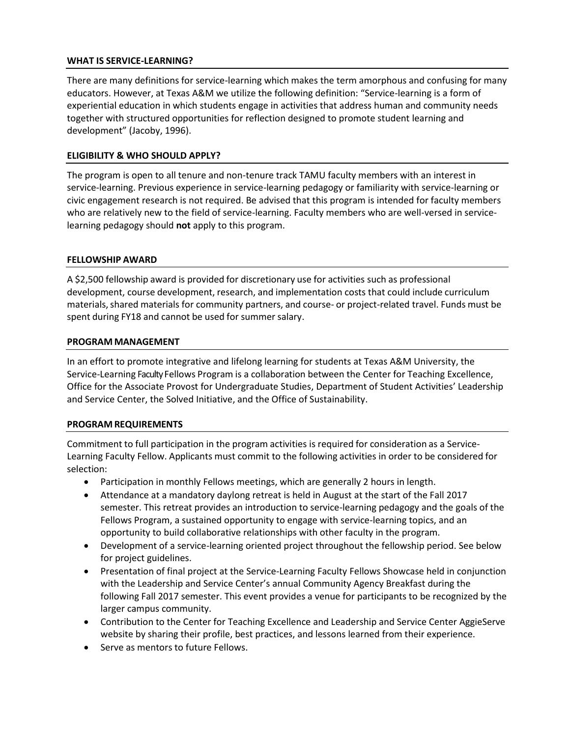## WHAT IS SERVICE-LEARNING?

There are many definitions for service-learning which makes the term amorphous and confusing for many educators. However, at Texas A&M we utilize the following definition: "Service-learning is a form of experiential education in which students engage in activities that address human and community needs together with structured opportunities for reflection designed to promote student learning and development" (Jacoby, 1996).

## ELIGIBILITY & WHO SHOULD APPLY?

The program is open to all tenure and non-tenure track TAMU faculty members with an interest in service-learning. Previous experience in service-learning pedagogy or familiarity with service-learning or civic engagement research is not required. Be advised that this program is intended for faculty members who are relatively new to the field of service-learning. Faculty members who are well-versed in service-learning pedagogy should **not** apply to this program.

## FELLOWSHIP AWARD

A $2,500 fellowship award is provided for discretionary use for activities such as professional development, course development, research, and implementation costs that could include curriculum materials, shared materials for community partners, and course- or project-related travel. Funds must be spent during FY18 and cannot be used for summer salary.

## PROGRAM MANAGEMENT

In an effort to promote integrative and lifelong learning for students at Texas A&M University, the Service-Learning Faculty Fellows Program is a collaboration between the Center for Teaching Excellence, Office for the Associate Provost for Undergraduate Studies, Department of Student Activities' Leadership and Service Center, the Solved Initiative, and the Office of Sustainability.

## PROGRAM REQUIREMENTS

Commitment to full participation in the program activities is required for consideration as a Service-Learning Faculty Fellow. Applicants must commit to the following activities in order to be considered for selection:

- Participation in monthly Fellows meetings, which are generally 2 hours in length.
- Attendance at a mandatory daylong retreat is held in August at the start of the Fall 2017 semester. This retreat provides an introduction to service-learning pedagogy and the goals of the Fellows Program, a sustained opportunity to engage with service-learning topics, and an opportunity to build collaborative relationships with other faculty in the program.
- Development of a service-learning oriented project throughout the fellowship period. See below for project guidelines.
- Presentation of final project at the Service-Learning Faculty Fellows Showcase held in conjunction with the Leadership and Service Center's annual Community Agency Breakfast during the following Fall 2017 semester. This event provides a venue for participants to be recognized by the larger campus community.
- Contribution to the Center for Teaching Excellence and Leadership and Service Center AggieServe website by sharing their profile, best practices, and lessons learned from their experience.
- Serve as mentors to future Fellows.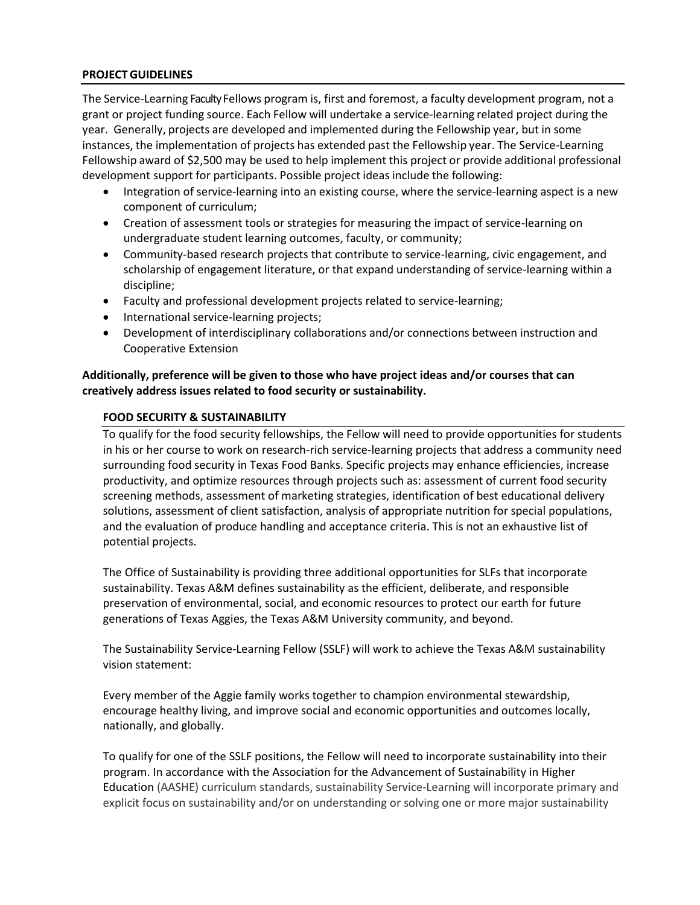## PROJECT GUIDELINES

The Service-Learning Faculty Fellows program is, first and foremost, a faculty development program, not a grant or project funding source. Each Fellow will undertake a service-learning related project during the year. Generally, projects are developed and implemented during the Fellowship year, but in some instances, the implementation of projects has extended past the Fellowship year. The Service-Learning Fellowship award of $2,500 may be used to help implement this project or provide additional professional development support for participants. Possible project ideas include the following:

- Integration of service-learning into an existing course, where the service-learning aspect is a new component of curriculum;
- Creation of assessment tools or strategies for measuring the impact of service-learning on undergraduate student learning outcomes, faculty, or community;
- Community-based research projects that contribute to service-learning, civic engagement, and scholarship of engagement literature, or that expand understanding of service-learning within a discipline;
- Faculty and professional development projects related to service-learning;
- International service-learning projects;
- Development of interdisciplinary collaborations and/or connections between instruction and Cooperative Extension

**Additionally, preference will be given to those who have project ideas and/or courses that can creatively address issues related to food security or sustainability.**

### FOOD SECURITY & SUSTAINABILITY

To qualify for the food security fellowships, the Fellow will need to provide opportunities for students in his or her course to work on research-rich service-learning projects that address a community need surrounding food security in Texas Food Banks. Specific projects may enhance efficiencies, increase productivity, and optimize resources through projects such as: assessment of current food security screening methods, assessment of marketing strategies, identification of best educational delivery solutions, assessment of client satisfaction, analysis of appropriate nutrition for special populations, and the evaluation of produce handling and acceptance criteria. This is not an exhaustive list of potential projects.

The Office of Sustainability is providing three additional opportunities for SLFs that incorporate sustainability. Texas A&M defines sustainability as the efficient, deliberate, and responsible preservation of environmental, social, and economic resources to protect our earth for future generations of Texas Aggies, the Texas A&M University community, and beyond.

The Sustainability Service-Learning Fellow (SSLF) will work to achieve the Texas A&M sustainability vision statement:

Every member of the Aggie family works together to champion environmental stewardship, encourage healthy living, and improve social and economic opportunities and outcomes locally, nationally, and globally.

To qualify for one of the SSLF positions, the Fellow will need to incorporate sustainability into their program. In accordance with the Association for the Advancement of Sustainability in Higher Education (AASHE) curriculum standards, sustainability Service-Learning will incorporate primary and explicit focus on sustainability and/or on understanding or solving one or more major sustainability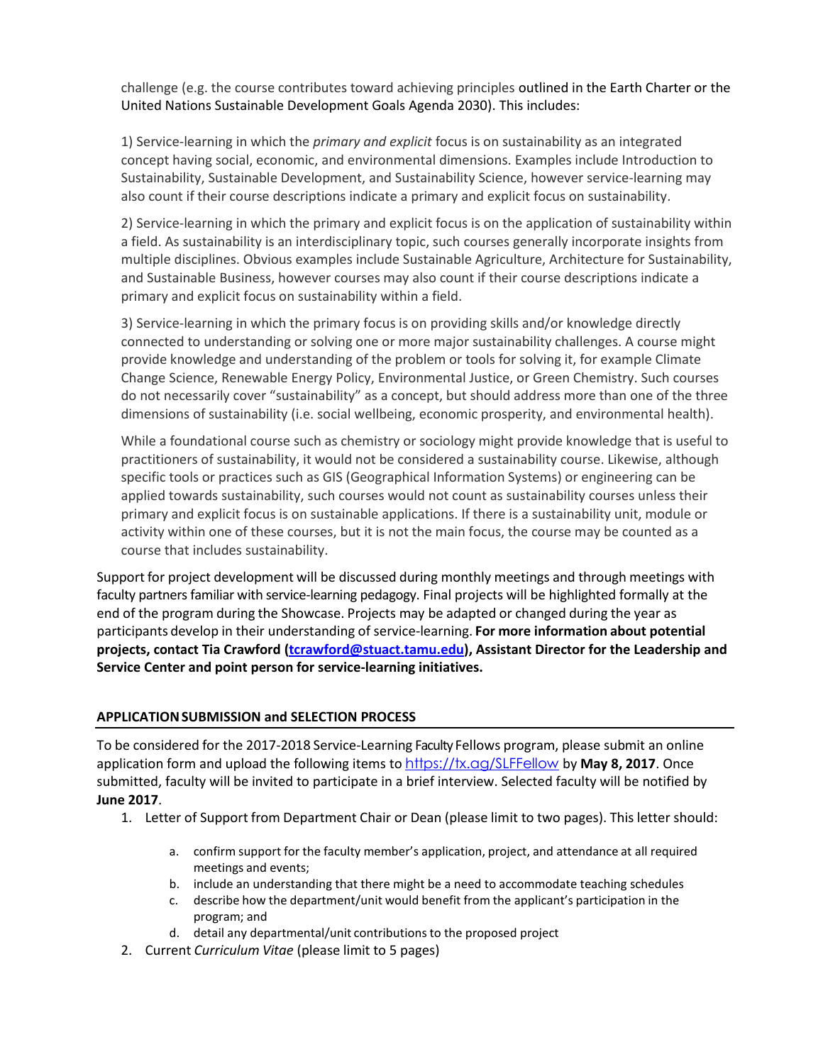challenge (e.g. the course contributes toward achieving principles outlined in the Earth Charter or the United Nations Sustainable Development Goals Agenda 2030). This includes:

1) Service-learning in which the *primary and explicit* focus is on sustainability as an integrated concept having social, economic, and environmental dimensions. Examples include Introduction to Sustainability, Sustainable Development, and Sustainability Science, however service-learning may also count if their course descriptions indicate a primary and explicit focus on sustainability.

2) Service-learning in which the primary and explicit focus is on the application of sustainability within a field. As sustainability is an interdisciplinary topic, such courses generally incorporate insights from multiple disciplines. Obvious examples include Sustainable Agriculture, Architecture for Sustainability, and Sustainable Business, however courses may also count if their course descriptions indicate a primary and explicit focus on sustainability within a field.

3) Service-learning in which the primary focus is on providing skills and/or knowledge directly connected to understanding or solving one or more major sustainability challenges. A course might provide knowledge and understanding of the problem or tools for solving it, for example Climate Change Science, Renewable Energy Policy, Environmental Justice, or Green Chemistry. Such courses do not necessarily cover "sustainability" as a concept, but should address more than one of the three dimensions of sustainability (i.e. social wellbeing, economic prosperity, and environmental health).

While a foundational course such as chemistry or sociology might provide knowledge that is useful to practitioners of sustainability, it would not be considered a sustainability course. Likewise, although specific tools or practices such as GIS (Geographical Information Systems) or engineering can be applied towards sustainability, such courses would not count as sustainability courses unless their primary and explicit focus is on sustainable applications. If there is a sustainability unit, module or activity within one of these courses, but it is not the main focus, the course may be counted as a course that includes sustainability.

Support for project development will be discussed during monthly meetings and through meetings with faculty partners familiar with service-learning pedagogy. Final projects will be highlighted formally at the end of the program during the Showcase. Projects may be adapted or changed during the year as participants develop in their understanding of service-learning. **For more information about potential projects, contact Tia Crawford (tcrawford@stuact.tamu.edu), Assistant Director for the Leadership and Service Center and point person for service-learning initiatives.**

## APPLICATION SUBMISSION and SELECTION PROCESS

To be considered for the 2017-2018 Service-Learning Faculty Fellows program, please submit an online application form and upload the following items to https://tx.ag/SLFFellow by **May 8, 2017**. Once submitted, faculty will be invited to participate in a brief interview. Selected faculty will be notified by **June 2017**.

1. Letter of Support from Department Chair or Dean (please limit to two pages). This letter should:
   a. confirm support for the faculty member's application, project, and attendance at all required meetings and events;
   b. include an understanding that there might be a need to accommodate teaching schedules
   c. describe how the department/unit would benefit from the applicant's participation in the program; and
   d. detail any departmental/unit contributions to the proposed project
2. Current *Curriculum Vitae* (please limit to 5 pages)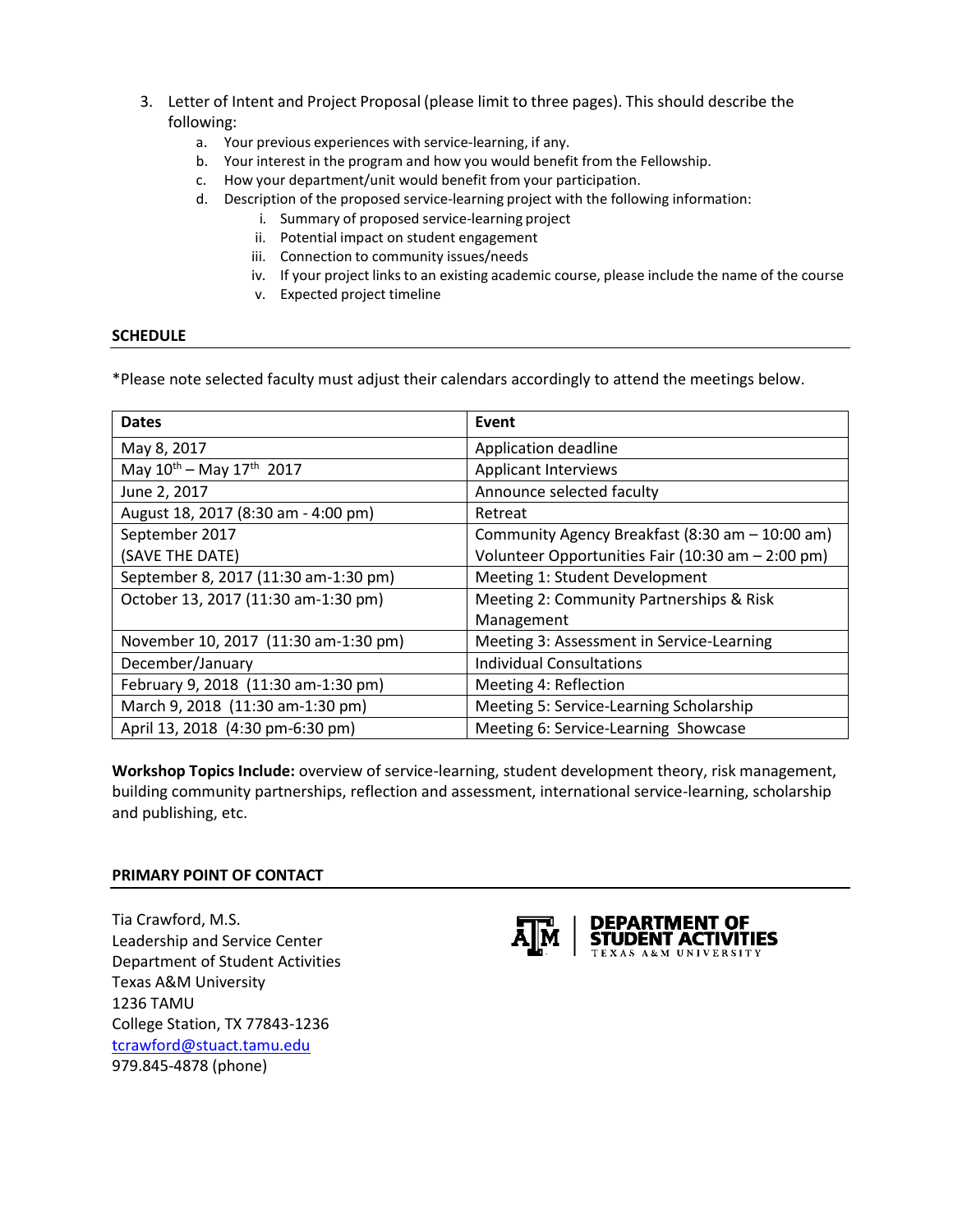3. Letter of Intent and Project Proposal (please limit to three pages). This should describe the following:
    a. Your previous experiences with service-learning, if any.
    b. Your interest in the program and how you would benefit from the Fellowship.
    c. How your department/unit would benefit from your participation.
    d. Description of the proposed service-learning project with the following information:
        i. Summary of proposed service-learning project
        ii. Potential impact on student engagement
        iii. Connection to community issues/needs
        iv. If your project links to an existing academic course, please include the name of the course
        v. Expected project timeline

**SCHEDULE**

*Please note selected faculty must adjust their calendars accordingly to attend the meetings below.

| Dates | Event |
|---|---|
| May 8, 2017 | Application deadline |
| May 10th – May 17th 2017 | Applicant Interviews |
| June 2, 2017 | Announce selected faculty |
| August 18, 2017 (8:30 am - 4:00 pm) | Retreat |
| September 2017 (SAVE THE DATE) | Community Agency Breakfast (8:30 am – 10:00 am) Volunteer Opportunities Fair (10:30 am – 2:00 pm) |
| September 8, 2017 (11:30 am-1:30 pm) | Meeting 1: Student Development |
| October 13, 2017 (11:30 am-1:30 pm) | Meeting 2: Community Partnerships & Risk Management |
| November 10, 2017 (11:30 am-1:30 pm) | Meeting 3: Assessment in Service-Learning |
| December/January | Individual Consultations |
| February 9, 2018 (11:30 am-1:30 pm) | Meeting 4: Reflection |
| March 9, 2018 (11:30 am-1:30 pm) | Meeting 5: Service-Learning Scholarship |
| April 13, 2018 (4:30 pm-6:30 pm) | Meeting 6: Service-Learning Showcase |

**Workshop Topics Include:** overview of service-learning, student development theory, risk management, building community partnerships, reflection and assessment, international service-learning, scholarship and publishing, etc.

**PRIMARY POINT OF CONTACT**

Tia Crawford, M.S.
Leadership and Service Center
Department of Student Activities
Texas A&M University
1236 TAMU
College Station, TX 77843-1236
tcrawford@stuact.tamu.edu
979.845-4878 (phone)

DEPARTMENT OF STUDENT ACTIVITIES
TEXAS A&M UNIVERSITY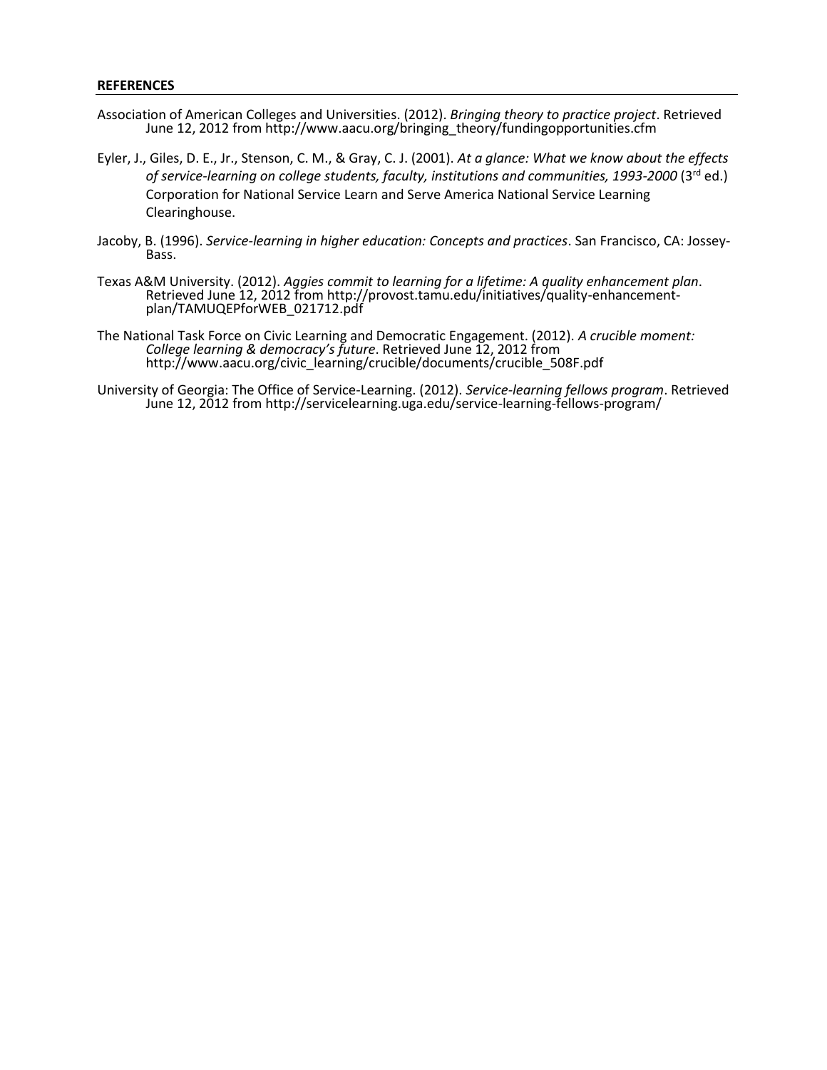**REFERENCES**

Association of American Colleges and Universities. (2012). *Bringing theory to practice project*. Retrieved June 12, 2012 from http://www.aacu.org/bringing_theory/fundingopportunities.cfm

Eyler, J., Giles, D. E., Jr., Stenson, C. M., & Gray, C. J. (2001). *At a glance: What we know about the effects of service-learning on college students, faculty, institutions and communities, 1993-2000* (3rd ed.) Corporation for National Service Learn and Serve America National Service Learning Clearinghouse.

Jacoby, B. (1996). *Service-learning in higher education: Concepts and practices*. San Francisco, CA: Jossey-Bass.

Texas A&M University. (2012). *Aggies commit to learning for a lifetime: A quality enhancement plan*. Retrieved June 12, 2012 from http://provost.tamu.edu/initiatives/quality-enhancement-plan/TAMUQEPforWEB_021712.pdf

The National Task Force on Civic Learning and Democratic Engagement. (2012). *A crucible moment: College learning & democracy's future*. Retrieved June 12, 2012 from http://www.aacu.org/civic_learning/crucible/documents/crucible_508F.pdf

University of Georgia: The Office of Service-Learning. (2012). *Service-learning fellows program*. Retrieved June 12, 2012 from http://servicelearning.uga.edu/service-learning-fellows-program/